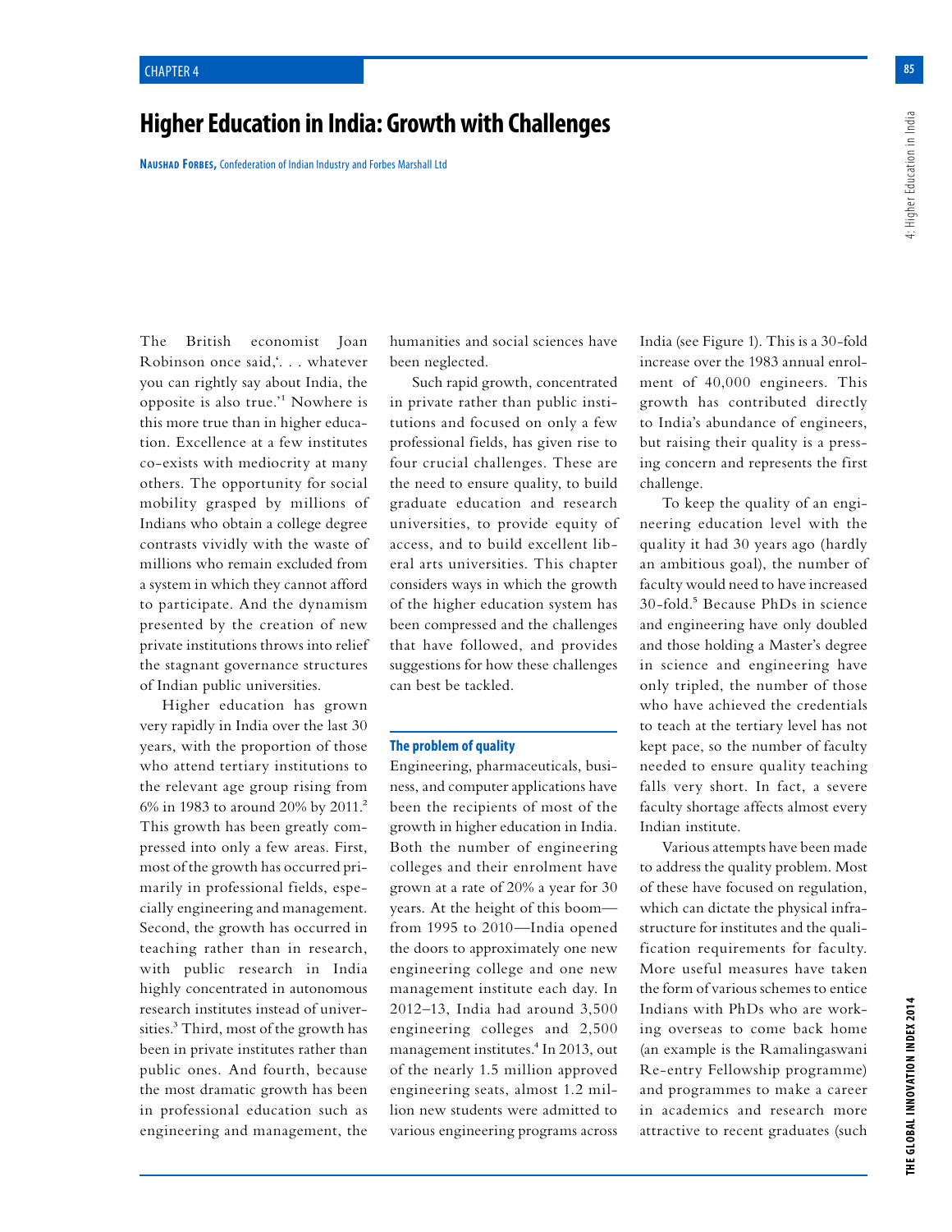CHAPTER 4

# Higher Education in India: Growth with Challenges

**Naushad Forbes,** Confederation of Indian Industry and Forbes Marshall Ltd

The British economist Joan Robinson once said,'. . . whatever you can rightly say about India, the opposite is also true.'[1] Nowhere is this more true than in higher education. Excellence at a few institutes co-exists with mediocrity at many others. The opportunity for social mobility grasped by millions of Indians who obtain a college degree contrasts vividly with the waste of millions who remain excluded from a system in which they cannot afford to participate. And the dynamism presented by the creation of new private institutions throws into relief the stagnant governance structures of Indian public universities.

Higher education has grown very rapidly in India over the last 30 years, with the proportion of those who attend tertiary institutions to the relevant age group rising from 6% in 1983 to around 20% by 2011.[2] This growth has been greatly compressed into only a few areas. First, most of the growth has occurred primarily in professional fields, especially engineering and management. Second, the growth has occurred in teaching rather than in research, with public research in India highly concentrated in autonomous research institutes instead of universities.[3] Third, most of the growth has been in private institutes rather than public ones. And fourth, because the most dramatic growth has been in professional education such as engineering and management, the humanities and social sciences have been neglected.

Such rapid growth, concentrated in private rather than public institutions and focused on only a few professional fields, has given rise to four crucial challenges. These are the need to ensure quality, to build graduate education and research universities, to provide equity of access, and to build excellent liberal arts universities. This chapter considers ways in which the growth of the higher education system has been compressed and the challenges that have followed, and provides suggestions for how these challenges can best be tackled.

### The problem of quality

Engineering, pharmaceuticals, business, and computer applications have been the recipients of most of the growth in higher education in India. Both the number of engineering colleges and their enrolment have grown at a rate of 20% a year for 30 years. At the height of this boom—from 1995 to 2010—India opened the doors to approximately one new engineering college and one new management institute each day. In 2012–13, India had around 3,500 engineering colleges and 2,500 management institutes.[4] In 2013, out of the nearly 1.5 million approved engineering seats, almost 1.2 million new students were admitted to various engineering programs across India (see Figure 1). This is a 30-fold increase over the 1983 annual enrolment of 40,000 engineers. This growth has contributed directly to India's abundance of engineers, but raising their quality is a pressing concern and represents the first challenge.

To keep the quality of an engineering education level with the quality it had 30 years ago (hardly an ambitious goal), the number of faculty would need to have increased 30-fold.[5] Because PhDs in science and engineering have only doubled and those holding a Master's degree in science and engineering have only tripled, the number of those who have achieved the credentials to teach at the tertiary level has not kept pace, so the number of faculty needed to ensure quality teaching falls very short. In fact, a severe faculty shortage affects almost every Indian institute.

Various attempts have been made to address the quality problem. Most of these have focused on regulation, which can dictate the physical infrastructure for institutes and the qualification requirements for faculty. More useful measures have taken the form of various schemes to entice Indians with PhDs who are working overseas to come back home (an example is the Ramalingaswani Re-entry Fellowship programme) and programmes to make a career in academics and research more attractive to recent graduates (such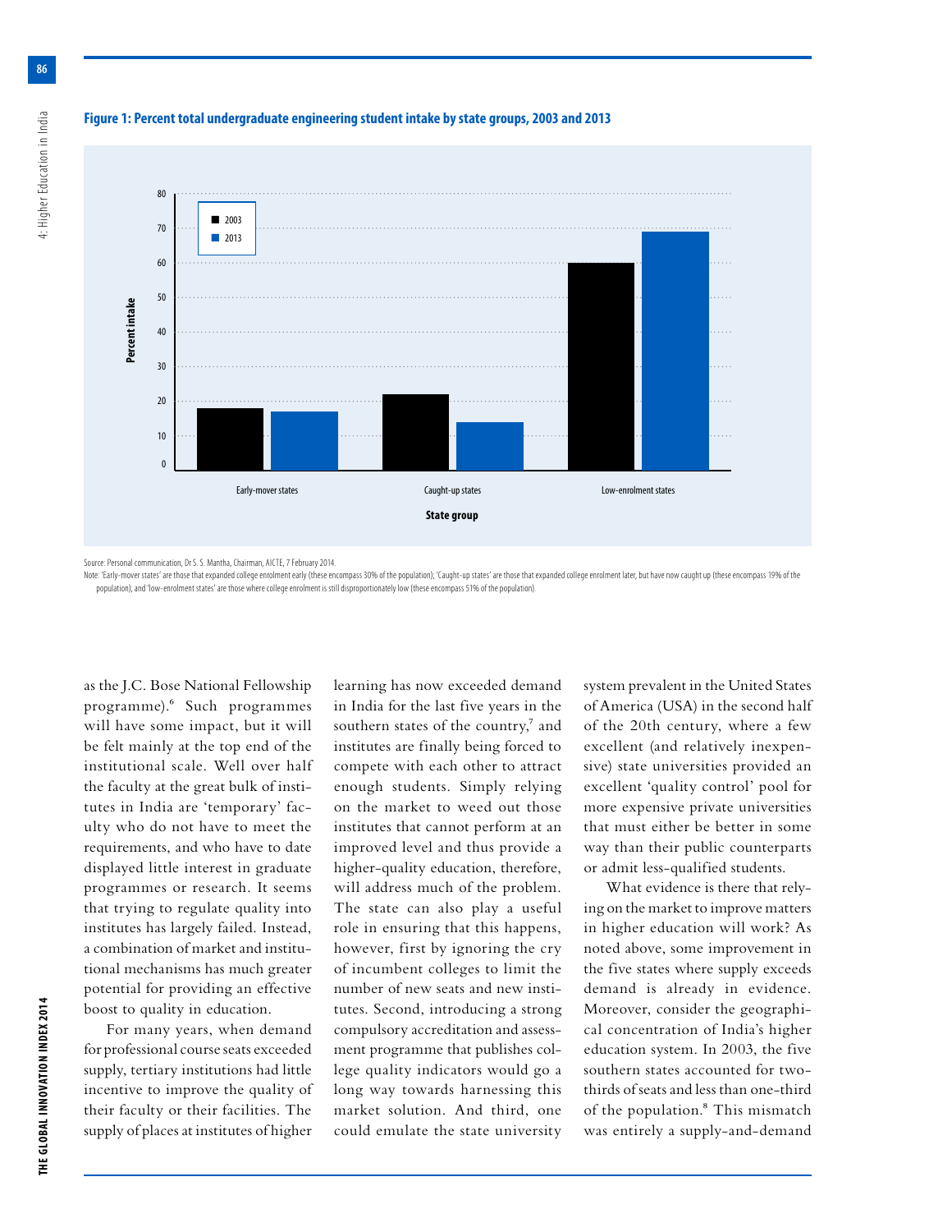**Figure 1: Percent total undergraduate engineering student intake by state groups, 2003 and 2013**

Source: Personal communication, Dr S. S. Mantha, Chairman, AICTE, 7 February 2014.

Note: 'Early-mover states' are those that expanded college enrolment early (these encompass 30% of the population); 'Caught-up states' are those that expanded college enrolment later, but have now caught up (these encompass 19% of the population); and 'low-enrolment states' are those where college enrolment is still disproportionately low (these encompass 51% of the population).

as the J.C. Bose National Fellowship programme).[6] Such programmes will have some impact, but it will be felt mainly at the top end of the institutional scale. Well over half the faculty at the great bulk of institutes in India are 'temporary' faculty who do not have to meet the requirements, and who have to date displayed little interest in graduate programmes or research. It seems that trying to regulate quality into institutes has largely failed. Instead, a combination of market and institutional mechanisms has much greater potential for providing an effective boost to quality in education.

For many years, when demand for professional course seats exceeded supply, tertiary institutions had little incentive to improve the quality of their faculty or their facilities. The supply of places at institutes of higher learning has now exceeded demand in India for the last five years in the southern states of the country,[7] and institutes are finally being forced to compete with each other to attract enough students. Simply relying on the market to weed out those institutes that cannot perform at an improved level and thus provide a higher-quality education, therefore, will address much of the problem. The state can also play a useful role in ensuring that this happens, however, first by ignoring the cry of incumbent colleges to limit the number of new seats and new institutes. Second, introducing a strong compulsory accreditation and assessment programme that publishes college quality indicators would go a long way towards harnessing this market solution. And third, one could emulate the state university system prevalent in the United States of America (USA) in the second half of the 20th century, where a few excellent (and relatively inexpensive) state universities provided an excellent 'quality control' pool for more expensive private universities that must either be better in some way than their public counterparts or admit less-qualified students.

What evidence is there that relying on the market to improve matters in higher education will work? As noted above, some improvement in the five states where supply exceeds demand is already in evidence. Moreover, consider the geographical concentration of India's higher education system. In 2003, the five southern states accounted for two-thirds of seats and less than one-third of the population.[8] This mismatch was entirely a supply-and-demand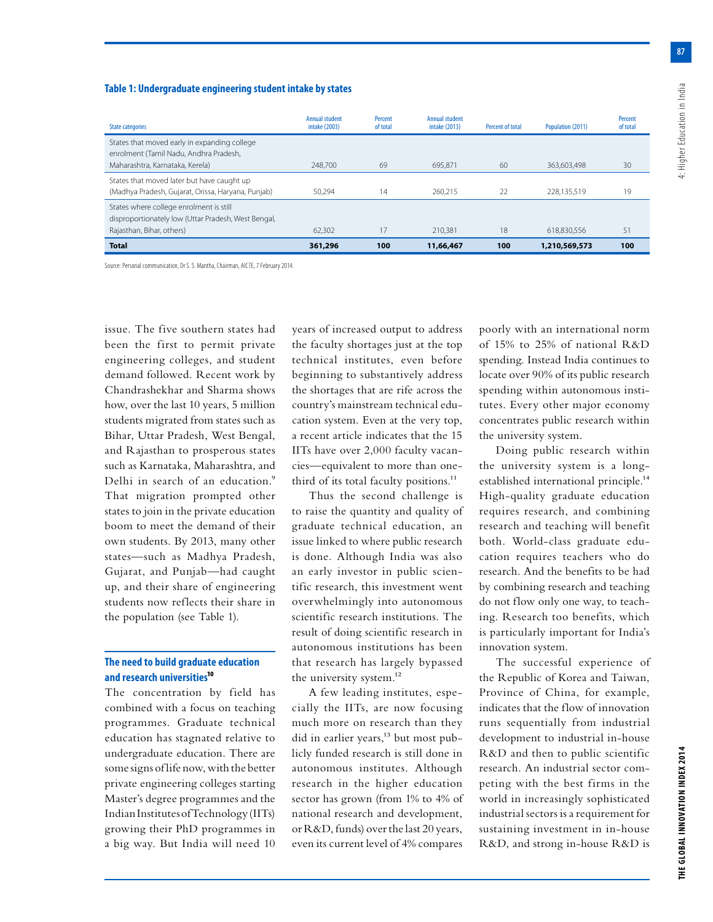**Table 1: Undergraduate engineering student intake by states**

| State categories | Annual student intake (2003) | Percent of total | Annual student intake (2013) | Percent of total | Population (2011) | Percent of total |
|---|---|---|---|---|---|---|
| States that moved early in expanding college enrolment (Tamil Nadu, Andhra Pradesh, Maharashtra, Karnataka, Kerela) | 248,700 | 69 | 695,871 | 60 | 363,603,498 | 30 |
| States that moved later but have caught up (Madhya Pradesh, Gujarat, Orissa, Haryana, Punjab) | 50,294 | 14 | 260,215 | 22 | 228,135,519 | 19 |
| States where college enrolment is still disproportionately low (Uttar Pradesh, West Bengal, Rajasthan, Bihar, others) | 62,302 | 17 | 210,381 | 18 | 618,830,556 | 51 |
| **Total** | **361,296** | **100** | **11,66,467** | **100** | **1,210,569,573** | **100** |

Source: Personal communication, Dr S. S. Mantha, Chairman, AICTE, 7 February 2014.

issue. The five southern states had been the first to permit private engineering colleges, and student demand followed. Recent work by Chandrashekhar and Sharma shows how, over the last 10 years, 5 million students migrated from states such as Bihar, Uttar Pradesh, West Bengal, and Rajasthan to prosperous states such as Karnataka, Maharashtra, and Delhi in search of an education.[9] That migration prompted other states to join in the private education boom to meet the demand of their own students. By 2013, many other states—such as Madhya Pradesh, Gujarat, and Punjab—had caught up, and their share of engineering students now reflects their share in the population (see Table 1).

## The need to build graduate education and research universities[10]

The concentration by field has combined with a focus on teaching programmes. Graduate technical education has stagnated relative to undergraduate education. There are some signs of life now, with the better private engineering colleges starting Master's degree programmes and the Indian Institutes of Technology (IITs) growing their PhD programmes in a big way. But India will need 10 years of increased output to address the faculty shortages just at the top technical institutes, even before beginning to substantively address the shortages that are rife across the country's mainstream technical education system. Even at the very top, a recent article indicates that the 15 IITs have over 2,000 faculty vacancies—equivalent to more than one-third of its total faculty positions.[11]

Thus the second challenge is to raise the quantity and quality of graduate technical education, an issue linked to where public research is done. Although India was also an early investor in public scientific research, this investment went overwhelmingly into autonomous scientific research institutions. The result of doing scientific research in autonomous institutions has been that research has largely bypassed the university system.[12]

A few leading institutes, especially the IITs, are now focusing much more on research than they did in earlier years,[13] but most publicly funded research is still done in autonomous institutes. Although research in the higher education sector has grown (from 1% to 4% of national research and development, or R&D, funds) over the last 20 years, even its current level of 4% compares poorly with an international norm of 15% to 25% of national R&D spending. Instead India continues to locate over 90% of its public research spending within autonomous institutes. Every other major economy concentrates public research within the university system.

Doing public research within the university system is a long-established international principle.[14] High-quality graduate education requires research, and combining research and teaching will benefit both. World-class graduate education requires teachers who do research. And the benefits to be had by combining research and teaching do not flow only one way, to teaching. Research too benefits, which is particularly important for India's innovation system.

The successful experience of the Republic of Korea and Taiwan, Province of China, for example, indicates that the flow of innovation runs sequentially from industrial development to industrial in-house R&D and then to public scientific research. An industrial sector competing with the best firms in the world in increasingly sophisticated industrial sectors is a requirement for sustaining investment in in-house R&D, and strong in-house R&D is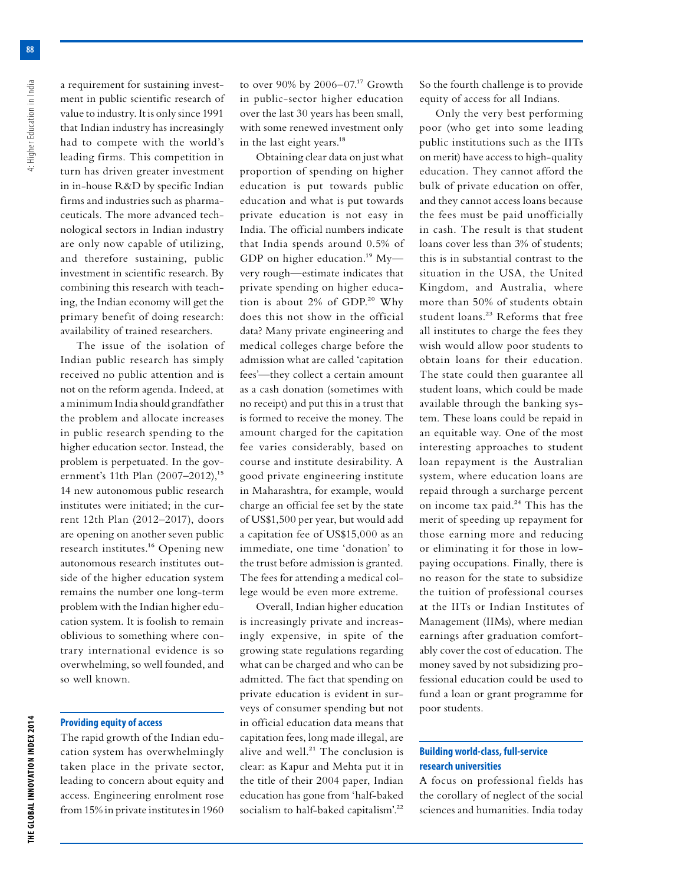a requirement for sustaining investment in public scientific research of value to industry. It is only since 1991 that Indian industry has increasingly had to compete with the world's leading firms. This competition in turn has driven greater investment in in-house R&D by specific Indian firms and industries such as pharmaceuticals. The more advanced technological sectors in Indian industry are only now capable of utilizing, and therefore sustaining, public investment in scientific research. By combining this research with teaching, the Indian economy will get the primary benefit of doing research: availability of trained researchers.

The issue of the isolation of Indian public research has simply received no public attention and is not on the reform agenda. Indeed, at a minimum India should grandfather the problem and allocate increases in public research spending to the higher education sector. Instead, the problem is perpetuated. In the government's 11th Plan (2007–2012),[15] 14 new autonomous public research institutes were initiated; in the current 12th Plan (2012–2017), doors are opening on another seven public research institutes.[16] Opening new autonomous research institutes outside of the higher education system remains the number one long-term problem with the Indian higher education system. It is foolish to remain oblivious to something where contrary international evidence is so overwhelming, so well founded, and so well known.

### Providing equity of access

The rapid growth of the Indian education system has overwhelmingly taken place in the private sector, leading to concern about equity and access. Engineering enrolment rose from 15% in private institutes in 1960 to over 90% by 2006–07.[17] Growth in public-sector higher education over the last 30 years has been small, with some renewed investment only in the last eight years.[18]

Obtaining clear data on just what proportion of spending on higher education is put towards public education and what is put towards private education is not easy in India. The official numbers indicate that India spends around 0.5% of GDP on higher education.[19] My—very rough—estimate indicates that private spending on higher education is about 2% of GDP.[20] Why does this not show in the official data? Many private engineering and medical colleges charge before the admission what are called 'capitation fees'—they collect a certain amount as a cash donation (sometimes with no receipt) and put this in a trust that is formed to receive the money. The amount charged for the capitation fee varies considerably, based on course and institute desirability. A good private engineering institute in Maharashtra, for example, would charge an official fee set by the state of US$1,500 per year, but would add a capitation fee of US$15,000 as an immediate, one time 'donation' to the trust before admission is granted. The fees for attending a medical college would be even more extreme.

Overall, Indian higher education is increasingly private and increasingly expensive, in spite of the growing state regulations regarding what can be charged and who can be admitted. The fact that spending on private education is evident in surveys of consumer spending but not in official education data means that capitation fees, long made illegal, are alive and well.[21] The conclusion is clear: as Kapur and Mehta put it in the title of their 2004 paper, Indian education has gone from 'half-baked socialism to half-baked capitalism'.[22] So the fourth challenge is to provide equity of access for all Indians.

Only the very best performing poor (who get into some leading public institutions such as the IITs on merit) have access to high-quality education. They cannot afford the bulk of private education on offer, and they cannot access loans because the fees must be paid unofficially in cash. The result is that student loans cover less than 3% of students; this is in substantial contrast to the situation in the USA, the United Kingdom, and Australia, where more than 50% of students obtain student loans.[23] Reforms that free all institutes to charge the fees they wish would allow poor students to obtain loans for their education. The state could then guarantee all student loans, which could be made available through the banking system. These loans could be repaid in an equitable way. One of the most interesting approaches to student loan repayment is the Australian system, where education loans are repaid through a surcharge percent on income tax paid.[24] This has the merit of speeding up repayment for those earning more and reducing or eliminating it for those in low-paying occupations. Finally, there is no reason for the state to subsidize the tuition of professional courses at the IITs or Indian Institutes of Management (IIMs), where median earnings after graduation comfortably cover the cost of education. The money saved by not subsidizing professional education could be used to fund a loan or grant programme for poor students.

### Building world-class, full-service research universities

A focus on professional fields has the corollary of neglect of the social sciences and humanities. India today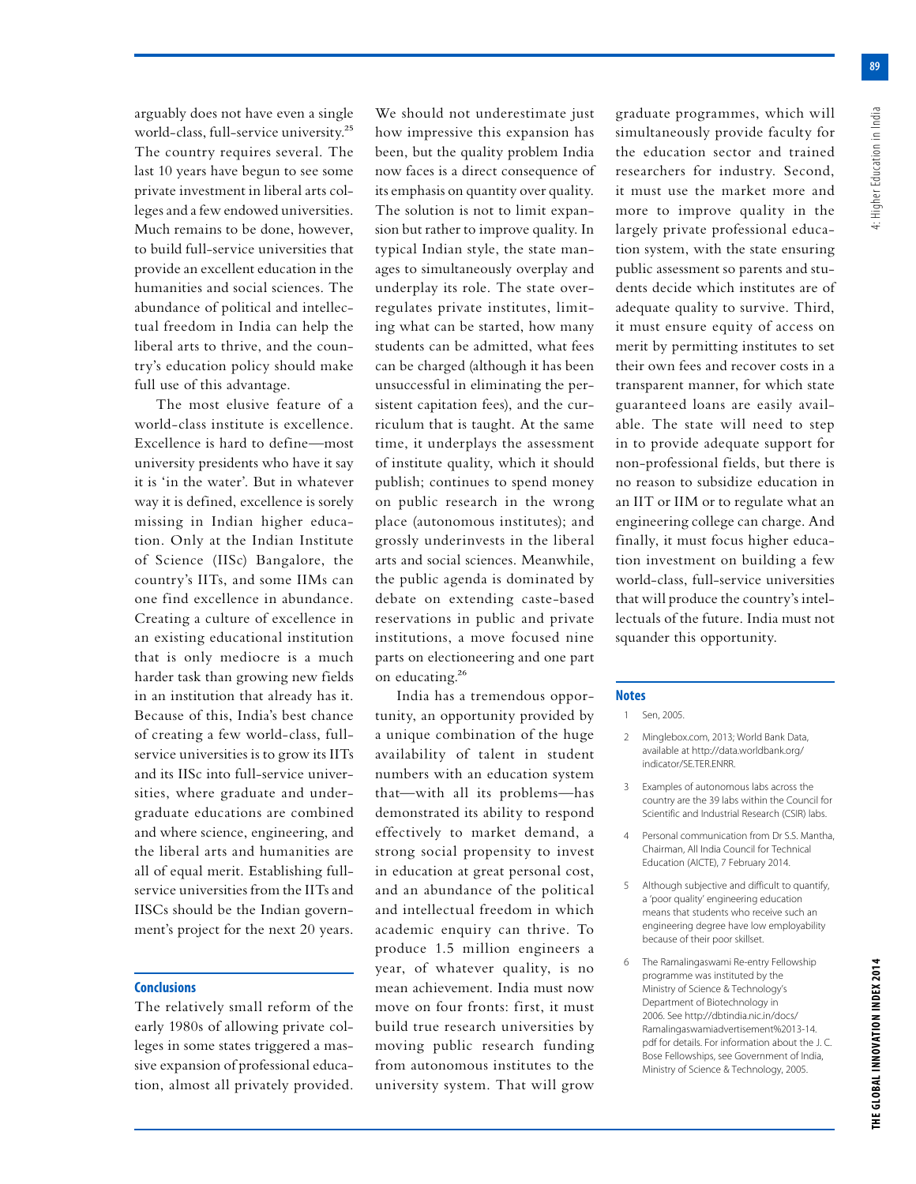arguably does not have even a single world-class, full-service university.[25] The country requires several. The last 10 years have begun to see some private investment in liberal arts colleges and a few endowed universities. Much remains to be done, however, to build full-service universities that provide an excellent education in the humanities and social sciences. The abundance of political and intellectual freedom in India can help the liberal arts to thrive, and the country's education policy should make full use of this advantage.

The most elusive feature of a world-class institute is excellence. Excellence is hard to define—most university presidents who have it say it is 'in the water'. But in whatever way it is defined, excellence is sorely missing in Indian higher education. Only at the Indian Institute of Science (IISc) Bangalore, the country's IITs, and some IIMs can one find excellence in abundance. Creating a culture of excellence in an existing educational institution that is only mediocre is a much harder task than growing new fields in an institution that already has it. Because of this, India's best chance of creating a few world-class, full-service universities is to grow its IITs and its IISc into full-service universities, where graduate and undergraduate educations are combined and where science, engineering, and the liberal arts and humanities are all of equal merit. Establishing full-service universities from the IITs and IISCs should be the Indian government's project for the next 20 years.

## Conclusions

The relatively small reform of the early 1980s of allowing private colleges in some states triggered a massive expansion of professional education, almost all privately provided. We should not underestimate just how impressive this expansion has been, but the quality problem India now faces is a direct consequence of its emphasis on quantity over quality. The solution is not to limit expansion but rather to improve quality. In typical Indian style, the state manages to simultaneously overplay and underplay its role. The state overregulates private institutes, limiting what can be started, how many students can be admitted, what fees can be charged (although it has been unsuccessful in eliminating the persistent capitation fees), and the curriculum that is taught. At the same time, it underplays the assessment of institute quality, which it should publish; continues to spend money on public research in the wrong place (autonomous institutes); and grossly underinvests in the liberal arts and social sciences. Meanwhile, the public agenda is dominated by debate on extending caste-based reservations in public and private institutions, a move focused nine parts on electioneering and one part on educating.[26]

India has a tremendous opportunity, an opportunity provided by a unique combination of the huge availability of talent in student numbers with an education system that—with all its problems—has demonstrated its ability to respond effectively to market demand, a strong social propensity to invest in education at great personal cost, and an abundance of the political and intellectual freedom in which academic enquiry can thrive. To produce 1.5 million engineers a year, of whatever quality, is no mean achievement. India must now move on four fronts: first, it must build true research universities by moving public research funding from autonomous institutes to the university system. That will grow graduate programmes, which will simultaneously provide faculty for the education sector and trained researchers for industry. Second, it must use the market more and more to improve quality in the largely private professional education system, with the state ensuring public assessment so parents and students decide which institutes are of adequate quality to survive. Third, it must ensure equity of access on merit by permitting institutes to set their own fees and recover costs in a transparent manner, for which state guaranteed loans are easily available. The state will need to step in to provide adequate support for non-professional fields, but there is no reason to subsidize education in an IIT or IIM or to regulate what an engineering college can charge. And finally, it must focus higher education investment on building a few world-class, full-service universities that will produce the country's intellectuals of the future. India must not squander this opportunity.

## Notes

1. Sen, 2005.
2. Minglebox.com, 2013; World Bank Data, available at http://data.worldbank.org/indicator/SE.TER.ENRR.
3. Examples of autonomous labs across the country are the 39 labs within the Council for Scientific and Industrial Research (CSIR) labs.
4. Personal communication from Dr S.S. Mantha, Chairman, All India Council for Technical Education (AICTE), 7 February 2014.
5. Although subjective and difficult to quantify, a 'poor quality' engineering education means that students who receive such an engineering degree have low employability because of their poor skillset.
6. The Ramalingaswami Re-entry Fellowship programme was instituted by the Ministry of Science & Technology's Department of Biotechnology in 2006. See http://dbtindia.nic.in/docs/Ramalingaswamiadvertisement%2013-14.pdf for details. For information about the J. C. Bose Fellowships, see Government of India, Ministry of Science & Technology, 2005.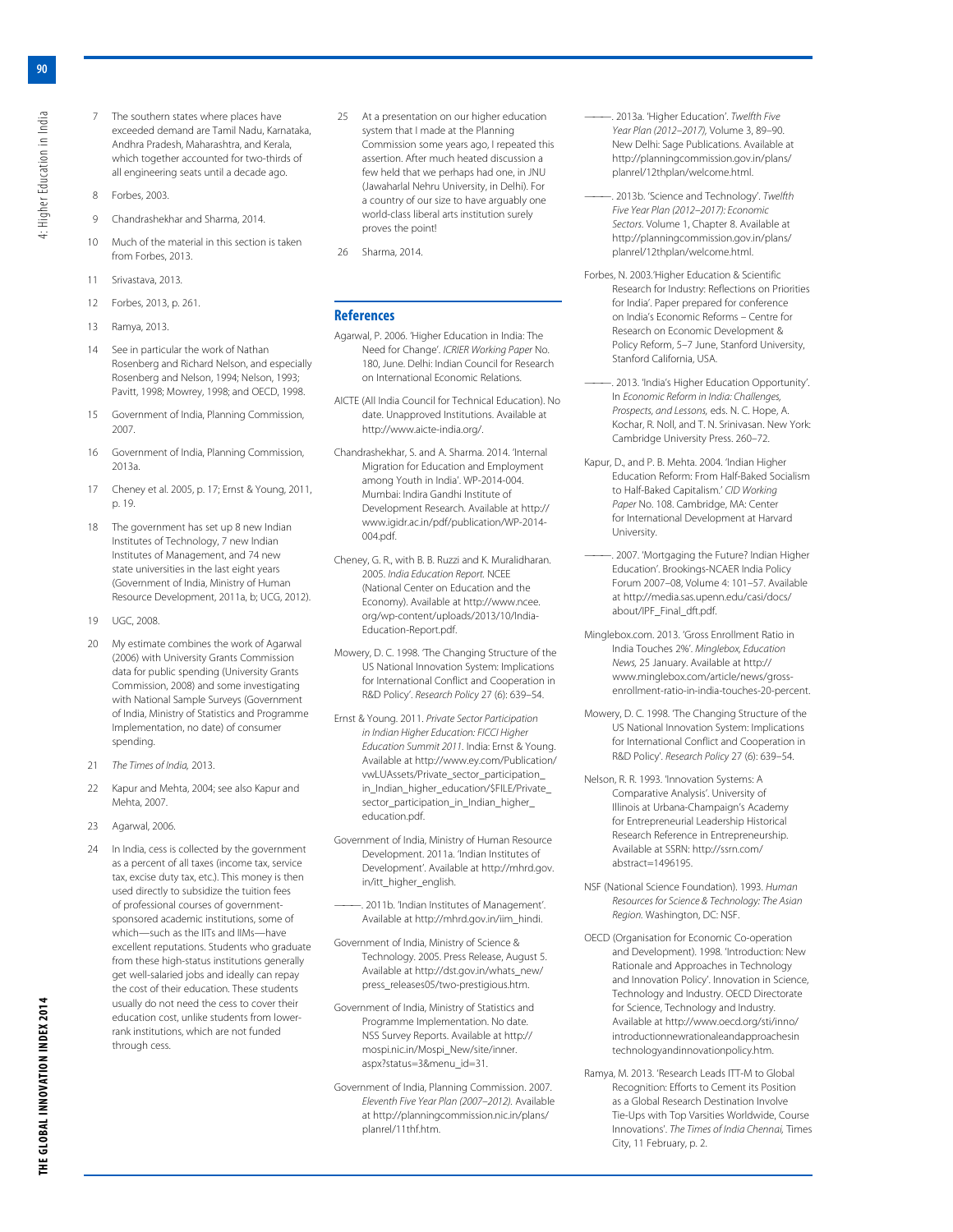7 The southern states where places have exceeded demand are Tamil Nadu, Karnataka, Andhra Pradesh, Maharashtra, and Kerala, which together accounted for two-thirds of all engineering seats until a decade ago.

8 Forbes, 2003.

9 Chandrashekhar and Sharma, 2014.

10 Much of the material in this section is taken from Forbes, 2013.

11 Srivastava, 2013.

12 Forbes, 2013, p. 261.

13 Ramya, 2013.

14 See in particular the work of Nathan Rosenberg and Richard Nelson, and especially Rosenberg and Nelson, 1994; Nelson, 1993; Pavitt, 1998; Mowrey, 1998; and OECD, 1998.

15 Government of India, Planning Commission, 2007.

16 Government of India, Planning Commission, 2013a.

17 Cheney et al. 2005, p. 17; Ernst & Young, 2011, p. 19.

18 The government has set up 8 new Indian Institutes of Technology, 7 new Indian Institutes of Management, and 74 new state universities in the last eight years (Government of India, Ministry of Human Resource Development, 2011a, b; UCG, 2012).

19 UGC, 2008.

20 My estimate combines the work of Agarwal (2006) with University Grants Commission data for public spending (University Grants Commission, 2008) and some investigating with National Sample Surveys (Government of India, Ministry of Statistics and Programme Implementation, no date) of consumer spending.

21 *The Times of India,* 2013.

22 Kapur and Mehta, 2004; see also Kapur and Mehta, 2007.

23 Agarwal, 2006.

24 In India, cess is collected by the government as a percent of all taxes (income tax, service tax, excise duty tax, etc.). This money is then used directly to subsidize the tuition fees of professional courses of government-sponsored academic institutions, some of which—such as the IITs and IIMs—have excellent reputations. Students who graduate from these high-status institutions generally get well-salaried jobs and ideally can repay the cost of their education. These students usually do not need the cess to cover their education cost, unlike students from lower-rank institutions, which are not funded through cess.

25 At a presentation on our higher education system that I made at the Planning Commission some years ago, I repeated this assertion. After much heated discussion a few held that we perhaps had one, in JNU (Jawaharlal Nehru University, in Delhi). For a country of our size to have arguably one world-class liberal arts institution surely proves the point!

26 Sharma, 2014.

## References

Agarwal, P. 2006. 'Higher Education in India: The Need for Change'. *ICRIER Working Paper* No. 180, June. Delhi: Indian Council for Research on International Economic Relations.

AICTE (All India Council for Technical Education). No date. Unapproved Institutions. Available at http://www.aicte-india.org/.

Chandrashekhar, S. and A. Sharma. 2014. 'Internal Migration for Education and Employment among Youth in India'. WP-2014-004. Mumbai: Indira Gandhi Institute of Development Research. Available at http://www.igidr.ac.in/pdf/publication/WP-2014-004.pdf.

Cheney, G. R., with B. B. Ruzzi and K. Muralidharan. 2005. *India Education Report.* NCEE (National Center on Education and the Economy). Available at http://www.ncee.org/wp-content/uploads/2013/10/India-Education-Report.pdf.

Mowery, D. C. 1998. 'The Changing Structure of the US National Innovation System: Implications for International Conflict and Cooperation in R&D Policy'. *Research Policy* 27 (6): 639–54.

Ernst & Young. 2011. *Private Sector Participation in Indian Higher Education: FICCI Higher Education Summit 2011.* India: Ernst & Young. Available at http://www.ey.com/Publication/vwLUAssets/Private_sector_participation_in_Indian_higher_education/$FILE/Private_sector_participation_in_Indian_higher_education.pdf.

Government of India, Ministry of Human Resource Development. 2011a. 'Indian Institutes of Development'. Available at http://mhrd.gov.in/itt_higher_english.

———. 2011b. 'Indian Institutes of Management'. Available at http://mhrd.gov.in/iim_hindi.

Government of India, Ministry of Science & Technology. 2005. Press Release, August 5. Available at http://dst.gov.in/whats_new/press_releases05/two-prestigious.htm.

Government of India, Ministry of Statistics and Programme Implementation. No date. NSS Survey Reports. Available at http://mospi.nic.in/Mospi_New/site/inner.aspx?status=3&menu_id=31.

Government of India, Planning Commission. 2007. *Eleventh Five Year Plan (2007–2012).* Available at http://planningcommission.nic.in/plans/planrel/11thf.htm.

———. 2013a. 'Higher Education'. *Twelfth Five Year Plan (2012–2017),* Volume 3, 89–90. New Delhi: Sage Publications. Available at http://planningcommission.gov.in/plans/planrel/12thplan/welcome.html.

———. 2013b. 'Science and Technology'. *Twelfth Five Year Plan (2012–2017): Economic Sectors.* Volume 1, Chapter 8. Available at http://planningcommission.gov.in/plans/planrel/12thplan/welcome.html.

Forbes, N. 2003.'Higher Education & Scientific Research for Industry: Reflections on Priorities for India'. Paper prepared for conference on India's Economic Reforms – Centre for Research on Economic Development & Policy Reform, 5–7 June, Stanford University, Stanford California, USA.

———. 2013. 'India's Higher Education Opportunity'. In *Economic Reform in India: Challenges, Prospects, and Lessons,* eds. N. C. Hope, A. Kochar, R. Noll, and T. N. Srinivasan. New York: Cambridge University Press. 260–72.

Kapur, D., and P. B. Mehta. 2004. 'Indian Higher Education Reform: From Half-Baked Socialism to Half-Baked Capitalism.' *CID Working Paper* No. 108. Cambridge, MA: Center for International Development at Harvard University.

———. 2007. 'Mortgaging the Future? Indian Higher Education'. Brookings-NCAER India Policy Forum 2007–08, Volume 4: 101–57. Available at http://media.sas.upenn.edu/casi/docs/about/IPF_Final_dft.pdf.

Minglebox.com. 2013. 'Gross Enrollment Ratio in India Touches 2%'. *Minglebox, Education News,* 25 January. Available at http://www.minglebox.com/article/news/gross-enrollment-ratio-in-india-touches-20-percent.

Mowery, D. C. 1998. 'The Changing Structure of the US National Innovation System: Implications for International Conflict and Cooperation in R&D Policy'. *Research Policy* 27 (6): 639–54.

Nelson, R. R. 1993. 'Innovation Systems: A Comparative Analysis'. University of Illinois at Urbana-Champaign's Academy for Entrepreneurial Leadership Historical Research Reference in Entrepreneurship. Available at SSRN: http://ssrn.com/abstract=1496195.

NSF (National Science Foundation). 1993. *Human Resources for Science & Technology: The Asian Region.* Washington, DC: NSF.

OECD (Organisation for Economic Co-operation and Development). 1998. 'Introduction: New Rationale and Approaches in Technology and Innovation Policy'. Innovation in Science, Technology and Industry. OECD Directorate for Science, Technology and Industry. Available at http://www.oecd.org/sti/inno/introductionnewrationaleandapproachesintechnologyandinnovationpolicy.htm.

Ramya, M. 2013. 'Research Leads ITT-M to Global Recognition: Efforts to Cement its Position as a Global Research Destination Involve Tie-Ups with Top Varsities Worldwide, Course Innovations'. *The Times of India Chennai,* Times City, 11 February, p. 2.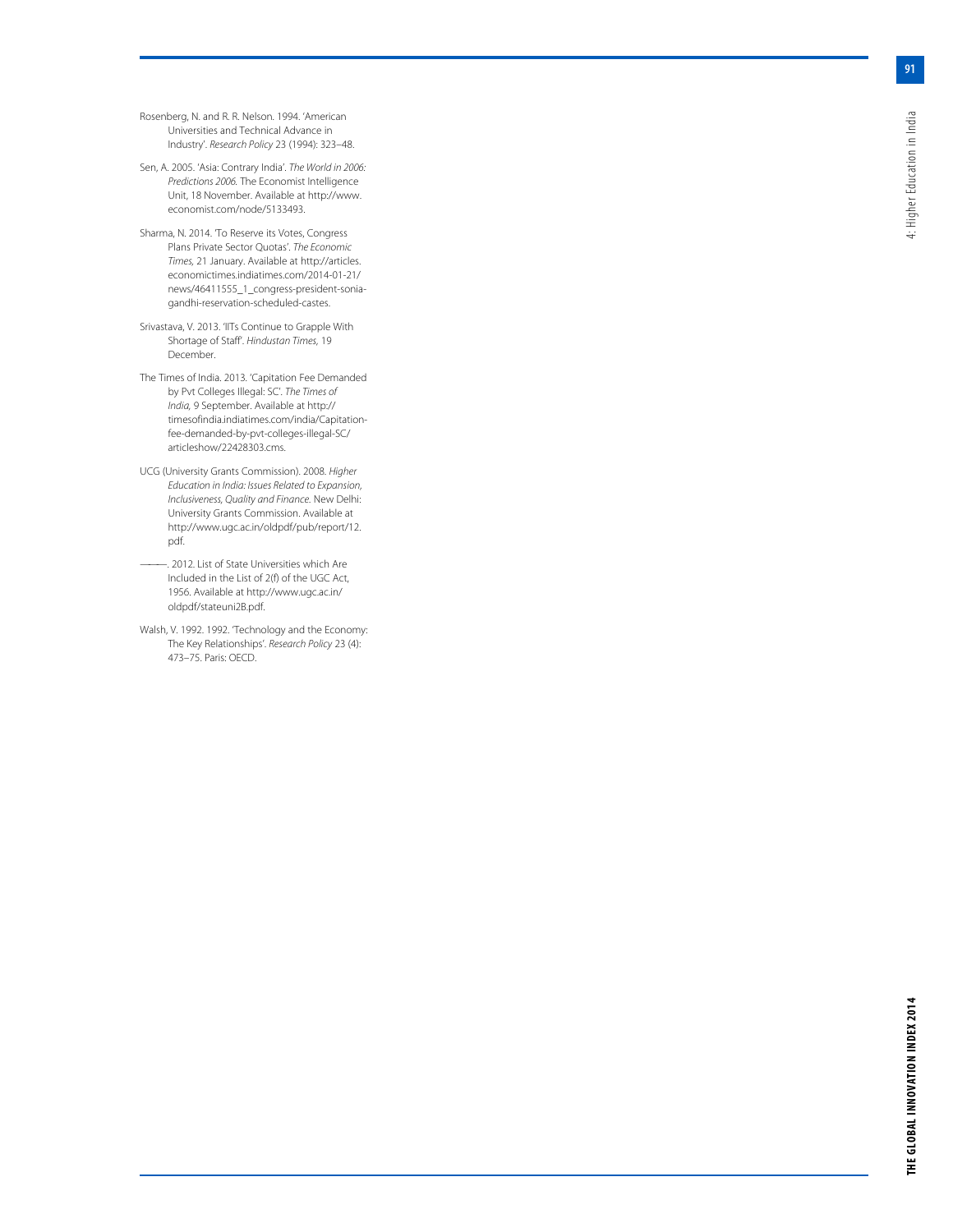Rosenberg, N. and R. R. Nelson. 1994. 'American Universities and Technical Advance in Industry'. *Research Policy* 23 (1994): 323–48.

Sen, A. 2005. 'Asia: Contrary India'. *The World in 2006: Predictions 2006*. The Economist Intelligence Unit, 18 November. Available at http://www.economist.com/node/5133493.

Sharma, N. 2014. 'To Reserve its Votes, Congress Plans Private Sector Quotas'. *The Economic Times*, 21 January. Available at http://articles.economictimes.indiatimes.com/2014-01-21/news/46411555_1_congress-president-sonia-gandhi-reservation-scheduled-castes.

Srivastava, V. 2013. 'IITs Continue to Grapple With Shortage of Staff'. *Hindustan Times*, 19 December.

The Times of India. 2013. 'Capitation Fee Demanded by Pvt Colleges Illegal: SC'. *The Times of India*, 9 September. Available at http://timesofindia.indiatimes.com/india/Capitation-fee-demanded-by-pvt-colleges-illegal-SC/articleshow/22428303.cms.

UCG (University Grants Commission). 2008. *Higher Education in India: Issues Related to Expansion, Inclusiveness, Quality and Finance*. New Delhi: University Grants Commission. Available at http://www.ugc.ac.in/oldpdf/pub/report/12.pdf.

———. 2012. List of State Universities which Are Included in the List of 2(f) of the UGC Act, 1956. Available at http://www.ugc.ac.in/oldpdf/stateuni2B.pdf.

Walsh, V. 1992. 1992. 'Technology and the Economy: The Key Relationships'. *Research Policy* 23 (4): 473–75. Paris: OECD.